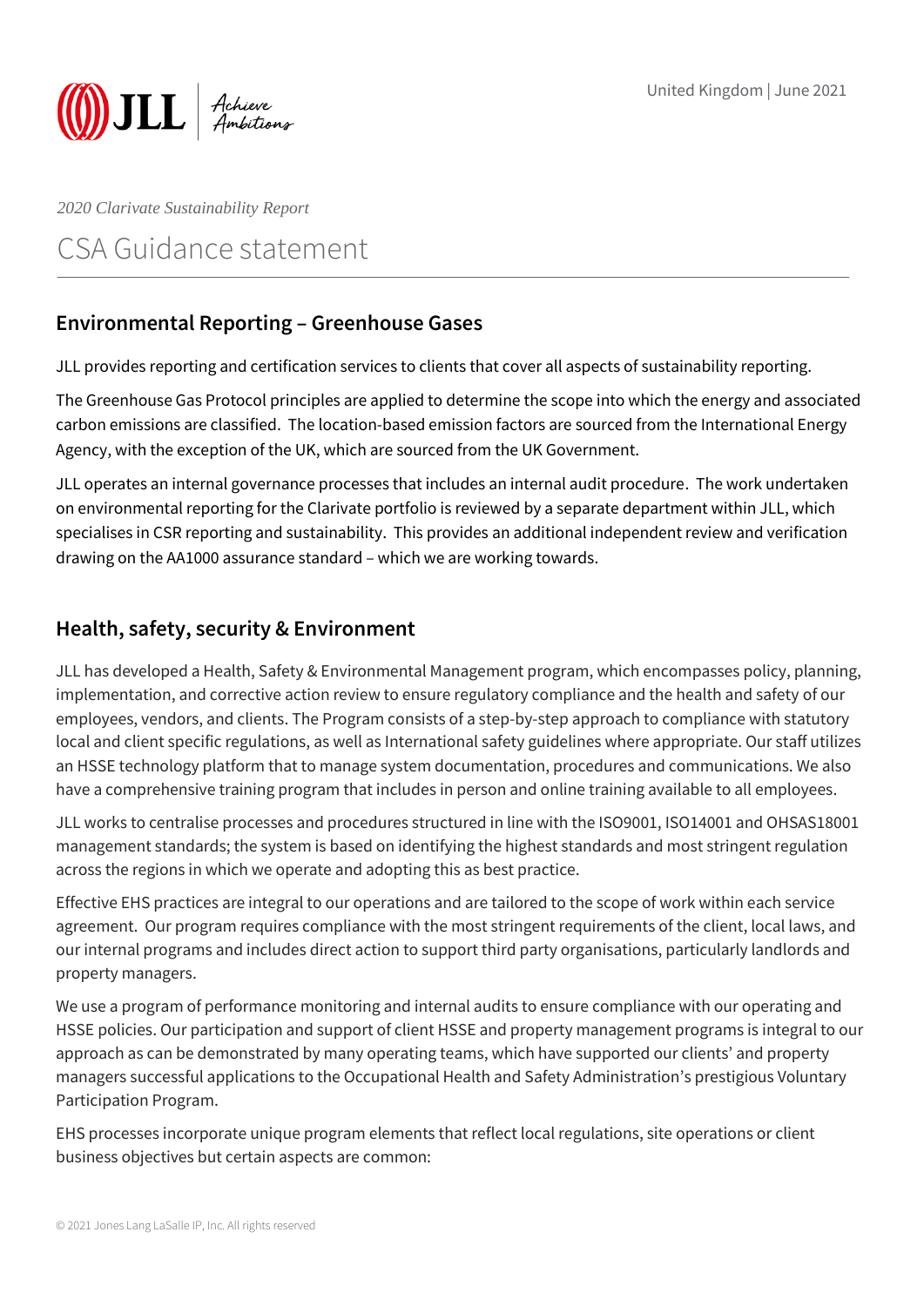United Kingdom | June 2021

*2020 Clarivate Sustainability Report*

# CSA Guidance statement

## Environmental Reporting – Greenhouse Gases

JLL provides reporting and certification services to clients that cover all aspects of sustainability reporting.

The Greenhouse Gas Protocol principles are applied to determine the scope into which the energy and associated carbon emissions are classified. The location-based emission factors are sourced from the International Energy Agency, with the exception of the UK, which are sourced from the UK Government.

JLL operates an internal governance processes that includes an internal audit procedure. The work undertaken on environmental reporting for the Clarivate portfolio is reviewed by a separate department within JLL, which specialises in CSR reporting and sustainability. This provides an additional independent review and verification drawing on the AA1000 assurance standard – which we are working towards.

## Health, safety, security & Environment

JLL has developed a Health, Safety & Environmental Management program, which encompasses policy, planning, implementation, and corrective action review to ensure regulatory compliance and the health and safety of our employees, vendors, and clients. The Program consists of a step-by-step approach to compliance with statutory local and client specific regulations, as well as International safety guidelines where appropriate. Our staff utilizes an HSSE technology platform that to manage system documentation, procedures and communications. We also have a comprehensive training program that includes in person and online training available to all employees.

JLL works to centralise processes and procedures structured in line with the ISO9001, ISO14001 and OHSAS18001 management standards; the system is based on identifying the highest standards and most stringent regulation across the regions in which we operate and adopting this as best practice.

Effective EHS practices are integral to our operations and are tailored to the scope of work within each service agreement. Our program requires compliance with the most stringent requirements of the client, local laws, and our internal programs and includes direct action to support third party organisations, particularly landlords and property managers.

We use a program of performance monitoring and internal audits to ensure compliance with our operating and HSSE policies. Our participation and support of client HSSE and property management programs is integral to our approach as can be demonstrated by many operating teams, which have supported our clients' and property managers successful applications to the Occupational Health and Safety Administration's prestigious Voluntary Participation Program.

EHS processes incorporate unique program elements that reflect local regulations, site operations or client business objectives but certain aspects are common: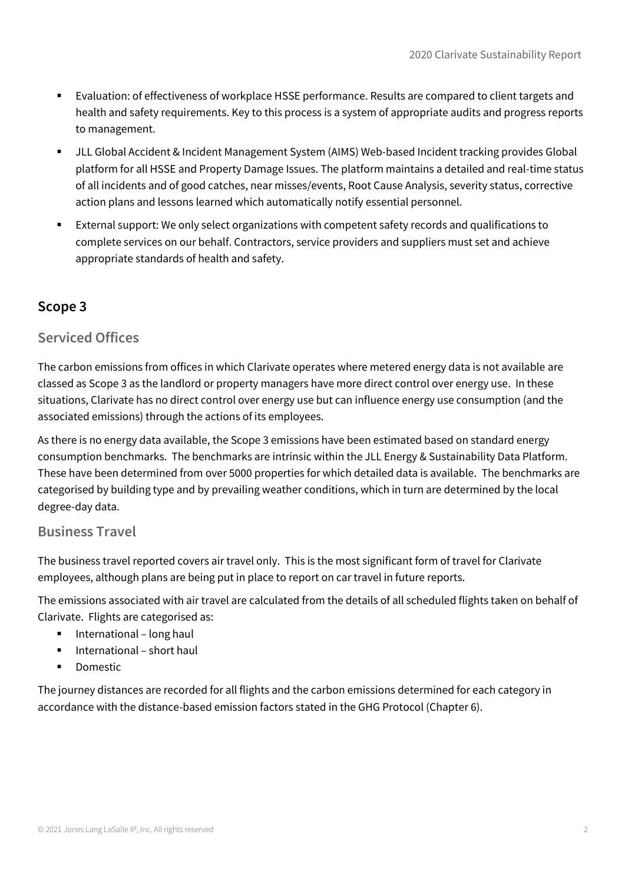- Evaluation: of effectiveness of workplace HSSE performance. Results are compared to client targets and health and safety requirements. Key to this process is a system of appropriate audits and progress reports to management.
- JLL Global Accident & Incident Management System (AIMS) Web-based Incident tracking provides Global platform for all HSSE and Property Damage Issues. The platform maintains a detailed and real-time status of all incidents and of good catches, near misses/events, Root Cause Analysis, severity status, corrective action plans and lessons learned which automatically notify essential personnel.
- External support: We only select organizations with competent safety records and qualifications to complete services on our behalf. Contractors, service providers and suppliers must set and achieve appropriate standards of health and safety.

## Scope 3

### Serviced Offices

The carbon emissions from offices in which Clarivate operates where metered energy data is not available are classed as Scope 3 as the landlord or property managers have more direct control over energy use. In these situations, Clarivate has no direct control over energy use but can influence energy use consumption (and the associated emissions) through the actions of its employees.

As there is no energy data available, the Scope 3 emissions have been estimated based on standard energy consumption benchmarks. The benchmarks are intrinsic within the JLL Energy & Sustainability Data Platform. These have been determined from over 5000 properties for which detailed data is available. The benchmarks are categorised by building type and by prevailing weather conditions, which in turn are determined by the local degree-day data.

### Business Travel

The business travel reported covers air travel only. This is the most significant form of travel for Clarivate employees, although plans are being put in place to report on car travel in future reports.

The emissions associated with air travel are calculated from the details of all scheduled flights taken on behalf of Clarivate. Flights are categorised as:

- International – long haul
- International – short haul
- Domestic

The journey distances are recorded for all flights and the carbon emissions determined for each category in accordance with the distance-based emission factors stated in the GHG Protocol (Chapter 6).